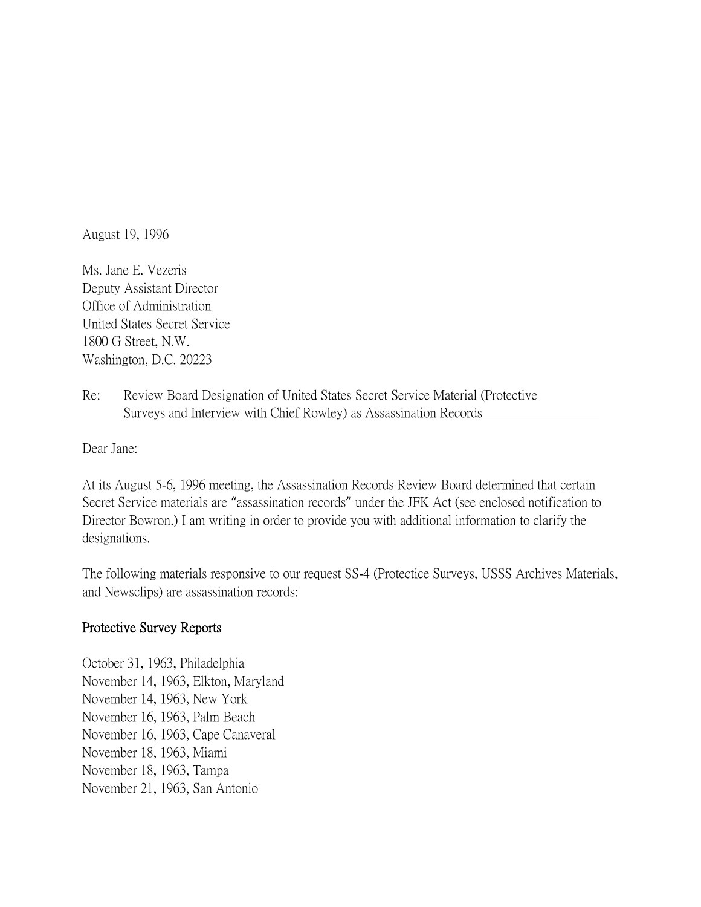August 19, 1996

Ms. Jane E. Vezeris
Deputy Assistant Director
Office of Administration
United States Secret Service
1800 G Street, N.W.
Washington, D.C. 20223

Re: Review Board Designation of United States Secret Service Material (Protective Surveys and Interview with Chief Rowley) as Assassination Records

Dear Jane:

At its August 5-6, 1996 meeting, the Assassination Records Review Board determined that certain Secret Service materials are "assassination records" under the JFK Act (see enclosed notification to Director Bowron.) I am writing in order to provide you with additional information to clarify the designations.

The following materials responsive to our request SS-4 (Protectice Surveys, USSS Archives Materials, and Newsclips) are assassination records:

**Protective Survey Reports**

October 31, 1963, Philadelphia
November 14, 1963, Elkton, Maryland
November 14, 1963, New York
November 16, 1963, Palm Beach
November 16, 1963, Cape Canaveral
November 18, 1963, Miami
November 18, 1963, Tampa
November 21, 1963, San Antonio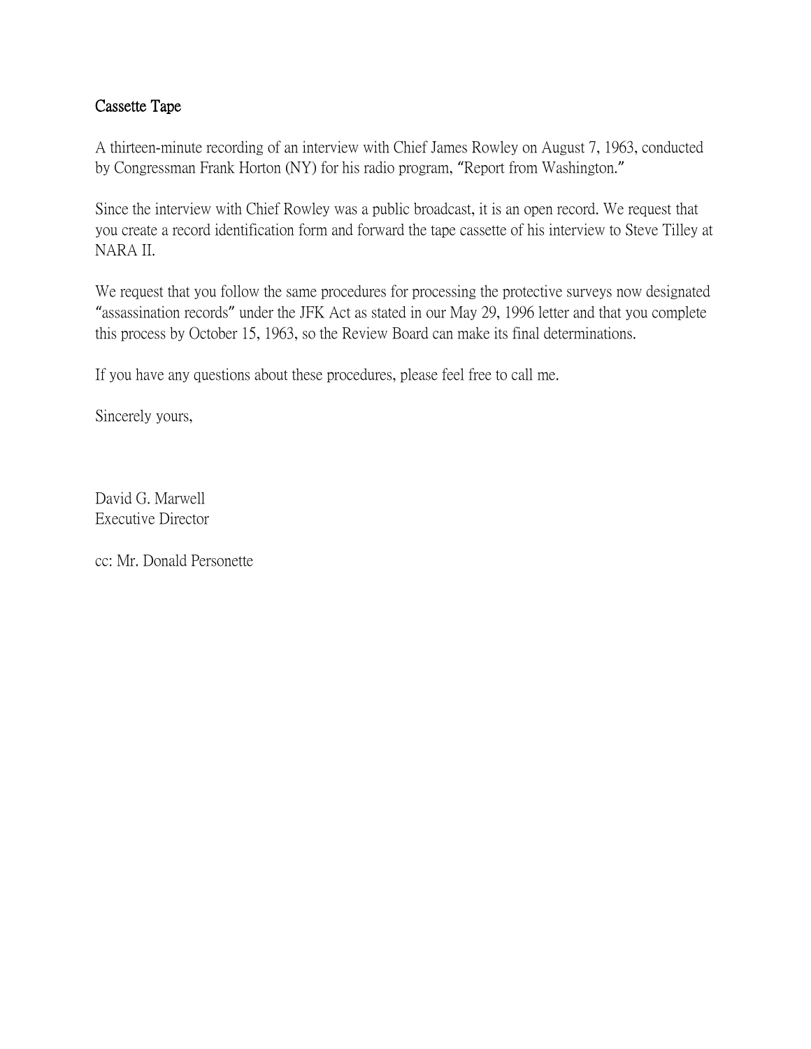Cassette Tape

A thirteen-minute recording of an interview with Chief James Rowley on August 7, 1963, conducted by Congressman Frank Horton (NY) for his radio program, "Report from Washington."

Since the interview with Chief Rowley was a public broadcast, it is an open record. We request that you create a record identification form and forward the tape cassette of his interview to Steve Tilley at NARA II.

We request that you follow the same procedures for processing the protective surveys now designated "assassination records" under the JFK Act as stated in our May 29, 1996 letter and that you complete this process by October 15, 1963, so the Review Board can make its final determinations.

If you have any questions about these procedures, please feel free to call me.

Sincerely yours,

David G. Marwell
Executive Director

cc: Mr. Donald Personette